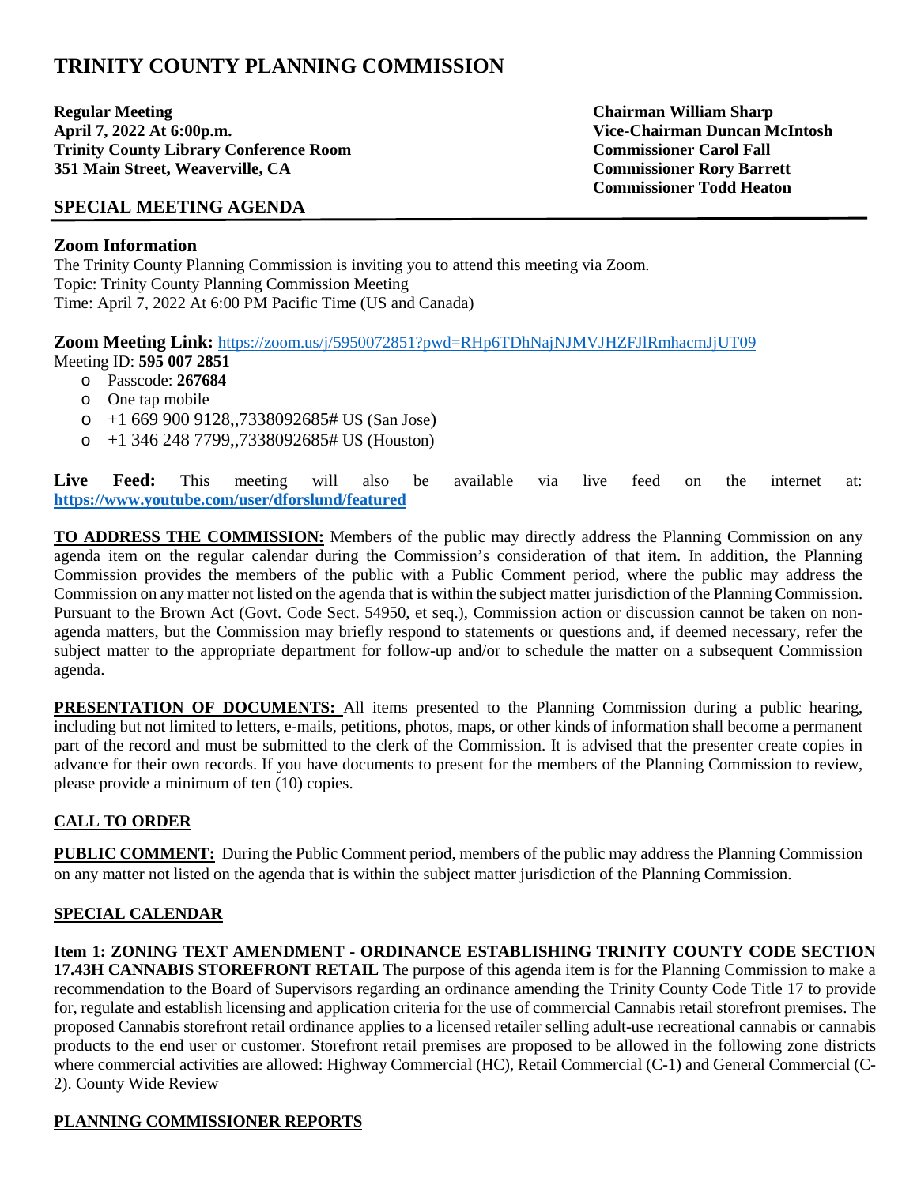# TRINITY COUNTY PLANNING COMMISSION

**Regular Meeting**
**April 7, 2022 At 6:00p.m.**
**Trinity County Library Conference Room**
**351 Main Street, Weaverville, CA**

**Chairman William Sharp**
**Vice-Chairman Duncan McIntosh**
**Commissioner Carol Fall**
**Commissioner Rory Barrett**
**Commissioner Todd Heaton**

## SPECIAL MEETING AGENDA

### Zoom Information

The Trinity County Planning Commission is inviting you to attend this meeting via Zoom.
Topic: Trinity County Planning Commission Meeting
Time: April 7, 2022 At 6:00 PM Pacific Time (US and Canada)

**Zoom Meeting Link:** https://zoom.us/j/5950072851?pwd=RHp6TDhNajNJMVJHZFJlRmhacmJjUT09
Meeting ID: **595 007 2851**

- Passcode: **267684**
- One tap mobile
- +1 669 900 9128,,7338092685# US (San Jose)
- +1 346 248 7799,,7338092685# US (Houston)

**Live Feed:** This meeting will also be available via live feed on the internet at: **https://www.youtube.com/user/dforslund/featured**

**TO ADDRESS THE COMMISSION:** Members of the public may directly address the Planning Commission on any agenda item on the regular calendar during the Commission's consideration of that item. In addition, the Planning Commission provides the members of the public with a Public Comment period, where the public may address the Commission on any matter not listed on the agenda that is within the subject matter jurisdiction of the Planning Commission. Pursuant to the Brown Act (Govt. Code Sect. 54950, et seq.), Commission action or discussion cannot be taken on non-agenda matters, but the Commission may briefly respond to statements or questions and, if deemed necessary, refer the subject matter to the appropriate department for follow-up and/or to schedule the matter on a subsequent Commission agenda.

**PRESENTATION OF DOCUMENTS:** All items presented to the Planning Commission during a public hearing, including but not limited to letters, e-mails, petitions, photos, maps, or other kinds of information shall become a permanent part of the record and must be submitted to the clerk of the Commission. It is advised that the presenter create copies in advance for their own records. If you have documents to present for the members of the Planning Commission to review, please provide a minimum of ten (10) copies.

**CALL TO ORDER**

**PUBLIC COMMENT:** During the Public Comment period, members of the public may address the Planning Commission on any matter not listed on the agenda that is within the subject matter jurisdiction of the Planning Commission.

**SPECIAL CALENDAR**

**Item 1: ZONING TEXT AMENDMENT - ORDINANCE ESTABLISHING TRINITY COUNTY CODE SECTION 17.43H CANNABIS STOREFRONT RETAIL** The purpose of this agenda item is for the Planning Commission to make a recommendation to the Board of Supervisors regarding an ordinance amending the Trinity County Code Title 17 to provide for, regulate and establish licensing and application criteria for the use of commercial Cannabis retail storefront premises. The proposed Cannabis storefront retail ordinance applies to a licensed retailer selling adult-use recreational cannabis or cannabis products to the end user or customer. Storefront retail premises are proposed to be allowed in the following zone districts where commercial activities are allowed: Highway Commercial (HC), Retail Commercial (C-1) and General Commercial (C-2). County Wide Review

**PLANNING COMMISSIONER REPORTS**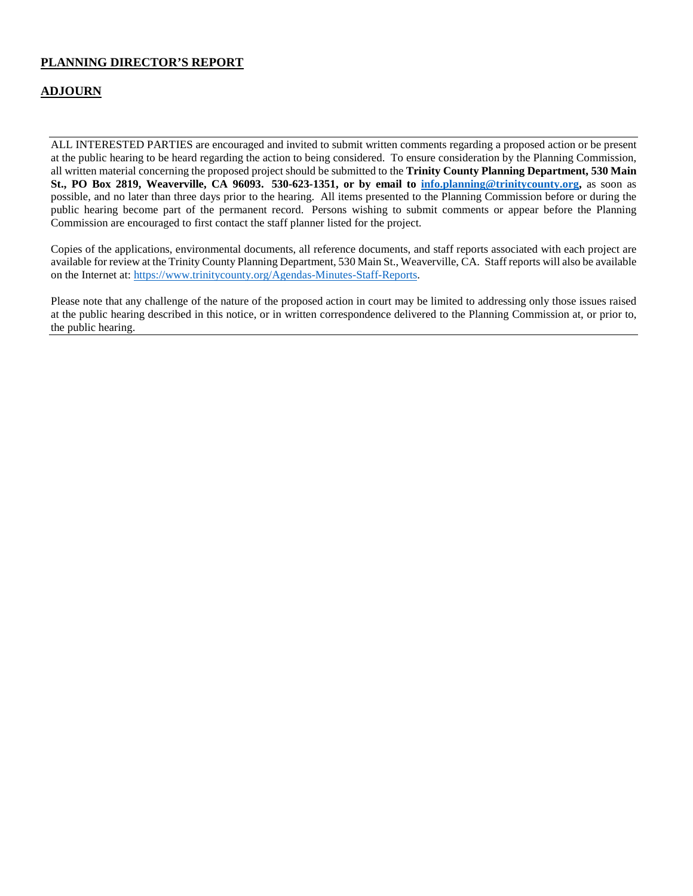**PLANNING DIRECTOR'S REPORT**

**ADJOURN**

---

ALL INTERESTED PARTIES are encouraged and invited to submit written comments regarding a proposed action or be present at the public hearing to be heard regarding the action to being considered. To ensure consideration by the Planning Commission, all written material concerning the proposed project should be submitted to the **Trinity County Planning Department, 530 Main St., PO Box 2819, Weaverville, CA 96093. 530-623-1351, or by email to [info.planning@trinitycounty.org](mailto:info.planning@trinitycounty.org),** as soon as possible, and no later than three days prior to the hearing. All items presented to the Planning Commission before or during the public hearing become part of the permanent record. Persons wishing to submit comments or appear before the Planning Commission are encouraged to first contact the staff planner listed for the project.

Copies of the applications, environmental documents, all reference documents, and staff reports associated with each project are available for review at the Trinity County Planning Department, 530 Main St., Weaverville, CA. Staff reports will also be available on the Internet at: https://www.trinitycounty.org/Agendas-Minutes-Staff-Reports.

Please note that any challenge of the nature of the proposed action in court may be limited to addressing only those issues raised at the public hearing described in this notice, or in written correspondence delivered to the Planning Commission at, or prior to, the public hearing.

---